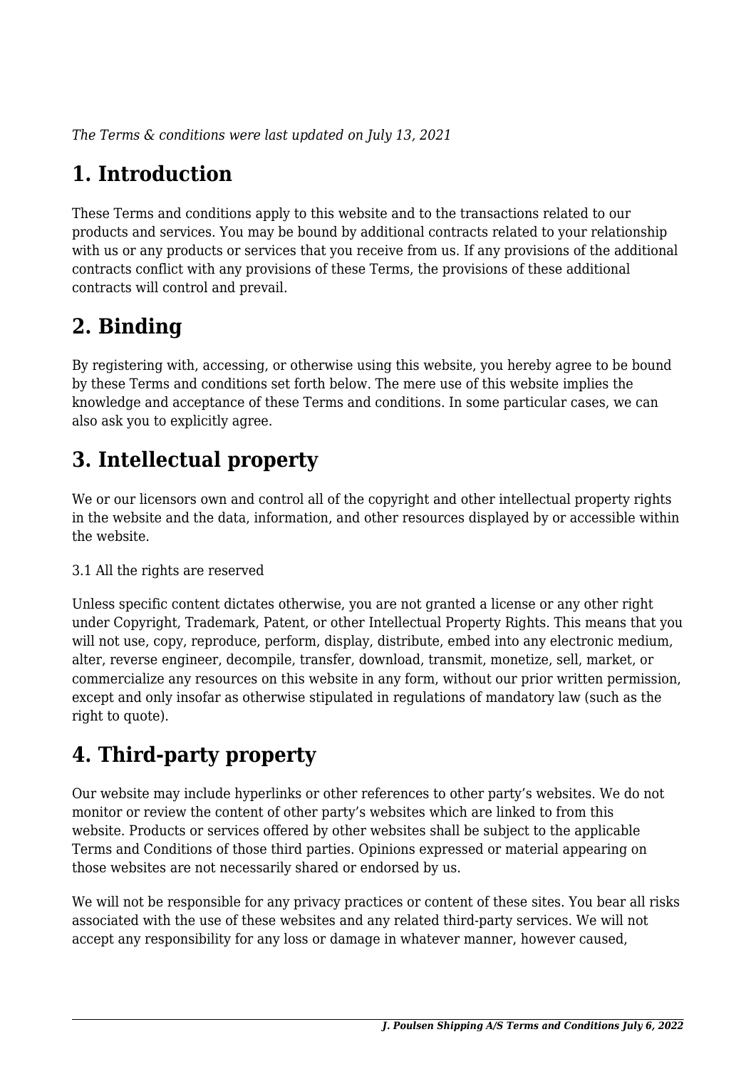*The Terms & conditions were last updated on July 13, 2021*

# 1. Introduction

These Terms and conditions apply to this website and to the transactions related to our products and services. You may be bound by additional contracts related to your relationship with us or any products or services that you receive from us. If any provisions of the additional contracts conflict with any provisions of these Terms, the provisions of these additional contracts will control and prevail.

# 2. Binding

By registering with, accessing, or otherwise using this website, you hereby agree to be bound by these Terms and conditions set forth below. The mere use of this website implies the knowledge and acceptance of these Terms and conditions. In some particular cases, we can also ask you to explicitly agree.

# 3. Intellectual property

We or our licensors own and control all of the copyright and other intellectual property rights in the website and the data, information, and other resources displayed by or accessible within the website.

3.1 All the rights are reserved

Unless specific content dictates otherwise, you are not granted a license or any other right under Copyright, Trademark, Patent, or other Intellectual Property Rights. This means that you will not use, copy, reproduce, perform, display, distribute, embed into any electronic medium, alter, reverse engineer, decompile, transfer, download, transmit, monetize, sell, market, or commercialize any resources on this website in any form, without our prior written permission, except and only insofar as otherwise stipulated in regulations of mandatory law (such as the right to quote).

# 4. Third-party property

Our website may include hyperlinks or other references to other party's websites. We do not monitor or review the content of other party's websites which are linked to from this website. Products or services offered by other websites shall be subject to the applicable Terms and Conditions of those third parties. Opinions expressed or material appearing on those websites are not necessarily shared or endorsed by us.

We will not be responsible for any privacy practices or content of these sites. You bear all risks associated with the use of these websites and any related third-party services. We will not accept any responsibility for any loss or damage in whatever manner, however caused,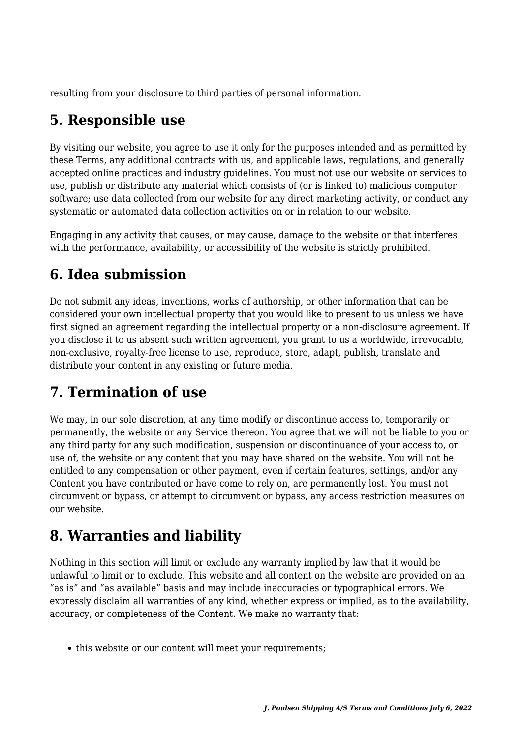resulting from your disclosure to third parties of personal information.

## 5. Responsible use

By visiting our website, you agree to use it only for the purposes intended and as permitted by these Terms, any additional contracts with us, and applicable laws, regulations, and generally accepted online practices and industry guidelines. You must not use our website or services to use, publish or distribute any material which consists of (or is linked to) malicious computer software; use data collected from our website for any direct marketing activity, or conduct any systematic or automated data collection activities on or in relation to our website.

Engaging in any activity that causes, or may cause, damage to the website or that interferes with the performance, availability, or accessibility of the website is strictly prohibited.

## 6. Idea submission

Do not submit any ideas, inventions, works of authorship, or other information that can be considered your own intellectual property that you would like to present to us unless we have first signed an agreement regarding the intellectual property or a non-disclosure agreement. If you disclose it to us absent such written agreement, you grant to us a worldwide, irrevocable, non-exclusive, royalty-free license to use, reproduce, store, adapt, publish, translate and distribute your content in any existing or future media.

## 7. Termination of use

We may, in our sole discretion, at any time modify or discontinue access to, temporarily or permanently, the website or any Service thereon. You agree that we will not be liable to you or any third party for any such modification, suspension or discontinuance of your access to, or use of, the website or any content that you may have shared on the website. You will not be entitled to any compensation or other payment, even if certain features, settings, and/or any Content you have contributed or have come to rely on, are permanently lost. You must not circumvent or bypass, or attempt to circumvent or bypass, any access restriction measures on our website.

## 8. Warranties and liability

Nothing in this section will limit or exclude any warranty implied by law that it would be unlawful to limit or to exclude. This website and all content on the website are provided on an "as is" and "as available" basis and may include inaccuracies or typographical errors. We expressly disclaim all warranties of any kind, whether express or implied, as to the availability, accuracy, or completeness of the Content. We make no warranty that:

- this website or our content will meet your requirements;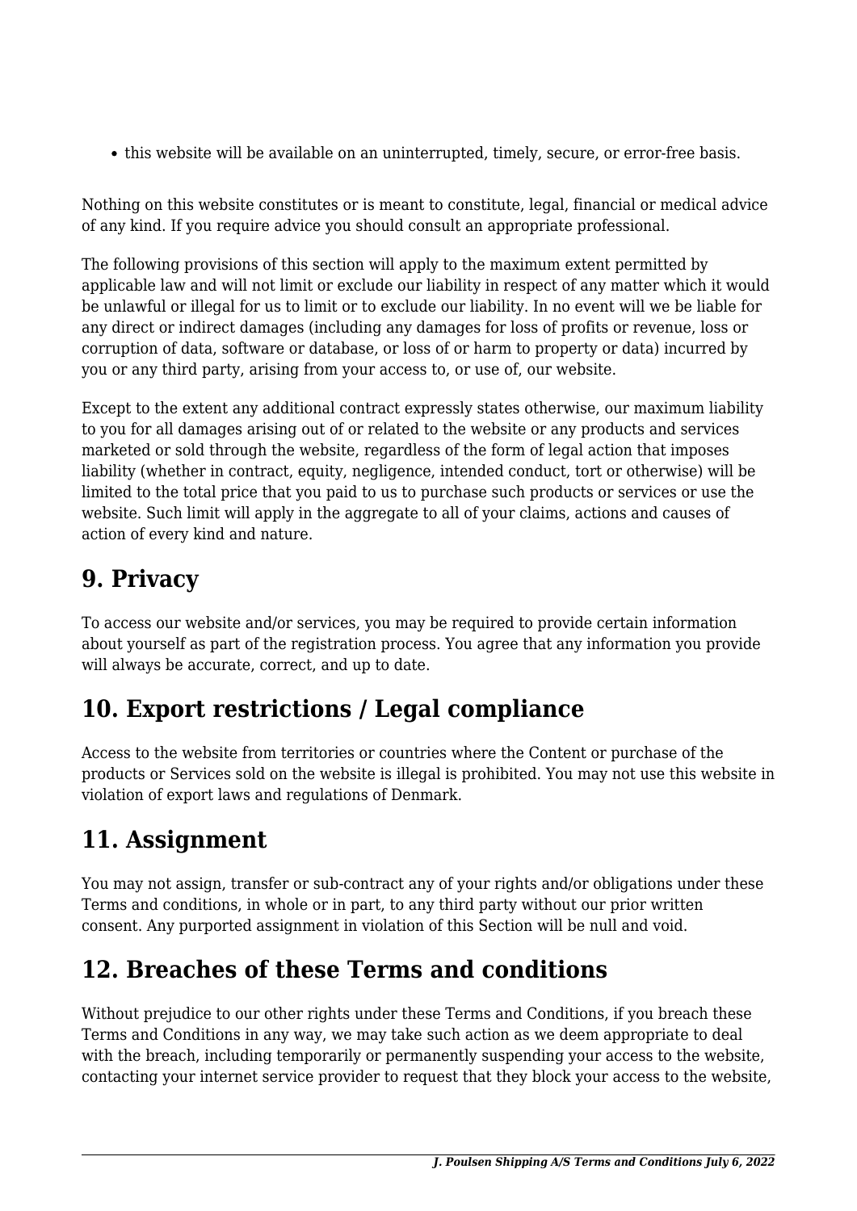- this website will be available on an uninterrupted, timely, secure, or error-free basis.

Nothing on this website constitutes or is meant to constitute, legal, financial or medical advice of any kind. If you require advice you should consult an appropriate professional.

The following provisions of this section will apply to the maximum extent permitted by applicable law and will not limit or exclude our liability in respect of any matter which it would be unlawful or illegal for us to limit or to exclude our liability. In no event will we be liable for any direct or indirect damages (including any damages for loss of profits or revenue, loss or corruption of data, software or database, or loss of or harm to property or data) incurred by you or any third party, arising from your access to, or use of, our website.

Except to the extent any additional contract expressly states otherwise, our maximum liability to you for all damages arising out of or related to the website or any products and services marketed or sold through the website, regardless of the form of legal action that imposes liability (whether in contract, equity, negligence, intended conduct, tort or otherwise) will be limited to the total price that you paid to us to purchase such products or services or use the website. Such limit will apply in the aggregate to all of your claims, actions and causes of action of every kind and nature.

## 9. Privacy

To access our website and/or services, you may be required to provide certain information about yourself as part of the registration process. You agree that any information you provide will always be accurate, correct, and up to date.

## 10. Export restrictions / Legal compliance

Access to the website from territories or countries where the Content or purchase of the products or Services sold on the website is illegal is prohibited. You may not use this website in violation of export laws and regulations of Denmark.

## 11. Assignment

You may not assign, transfer or sub-contract any of your rights and/or obligations under these Terms and conditions, in whole or in part, to any third party without our prior written consent. Any purported assignment in violation of this Section will be null and void.

## 12. Breaches of these Terms and conditions

Without prejudice to our other rights under these Terms and Conditions, if you breach these Terms and Conditions in any way, we may take such action as we deem appropriate to deal with the breach, including temporarily or permanently suspending your access to the website, contacting your internet service provider to request that they block your access to the website,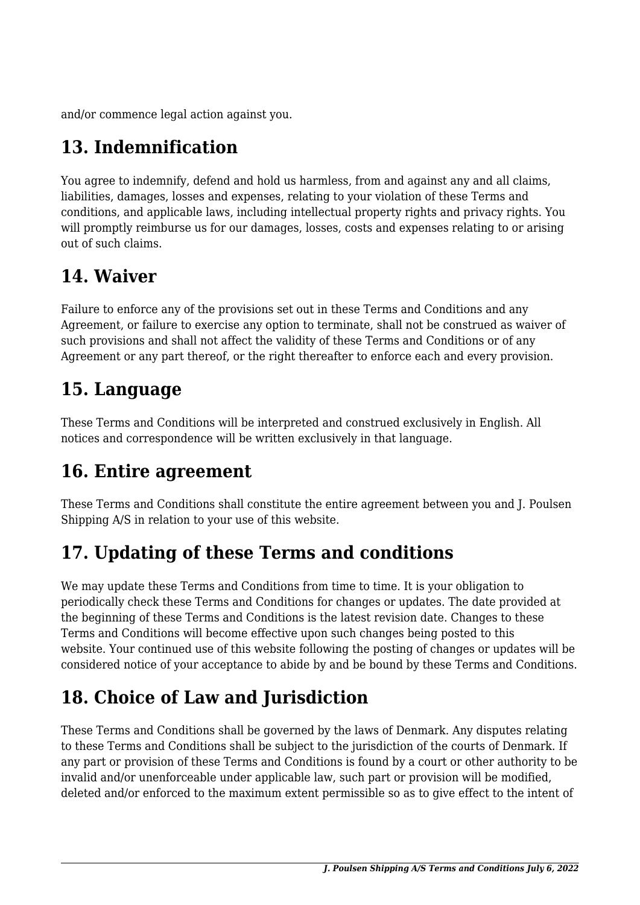and/or commence legal action against you.

## 13. Indemnification

You agree to indemnify, defend and hold us harmless, from and against any and all claims, liabilities, damages, losses and expenses, relating to your violation of these Terms and conditions, and applicable laws, including intellectual property rights and privacy rights. You will promptly reimburse us for our damages, losses, costs and expenses relating to or arising out of such claims.

## 14. Waiver

Failure to enforce any of the provisions set out in these Terms and Conditions and any Agreement, or failure to exercise any option to terminate, shall not be construed as waiver of such provisions and shall not affect the validity of these Terms and Conditions or of any Agreement or any part thereof, or the right thereafter to enforce each and every provision.

## 15. Language

These Terms and Conditions will be interpreted and construed exclusively in English. All notices and correspondence will be written exclusively in that language.

## 16. Entire agreement

These Terms and Conditions shall constitute the entire agreement between you and J. Poulsen Shipping A/S in relation to your use of this website.

## 17. Updating of these Terms and conditions

We may update these Terms and Conditions from time to time. It is your obligation to periodically check these Terms and Conditions for changes or updates. The date provided at the beginning of these Terms and Conditions is the latest revision date. Changes to these Terms and Conditions will become effective upon such changes being posted to this website. Your continued use of this website following the posting of changes or updates will be considered notice of your acceptance to abide by and be bound by these Terms and Conditions.

## 18. Choice of Law and Jurisdiction

These Terms and Conditions shall be governed by the laws of Denmark. Any disputes relating to these Terms and Conditions shall be subject to the jurisdiction of the courts of Denmark. If any part or provision of these Terms and Conditions is found by a court or other authority to be invalid and/or unenforceable under applicable law, such part or provision will be modified, deleted and/or enforced to the maximum extent permissible so as to give effect to the intent of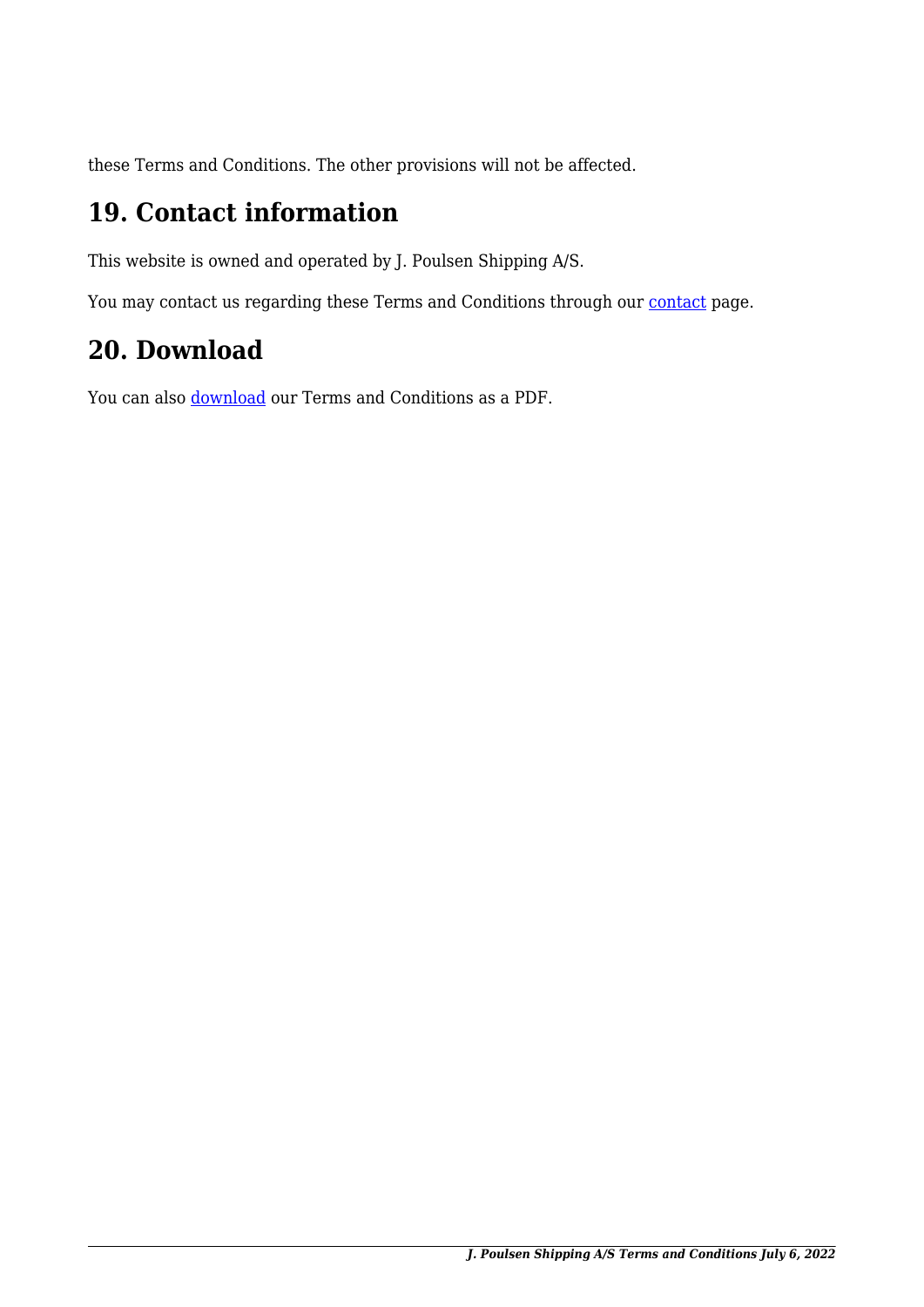these Terms and Conditions. The other provisions will not be affected.

## 19. Contact information

This website is owned and operated by J. Poulsen Shipping A/S.

You may contact us regarding these Terms and Conditions through our contact page.

## 20. Download

You can also download our Terms and Conditions as a PDF.